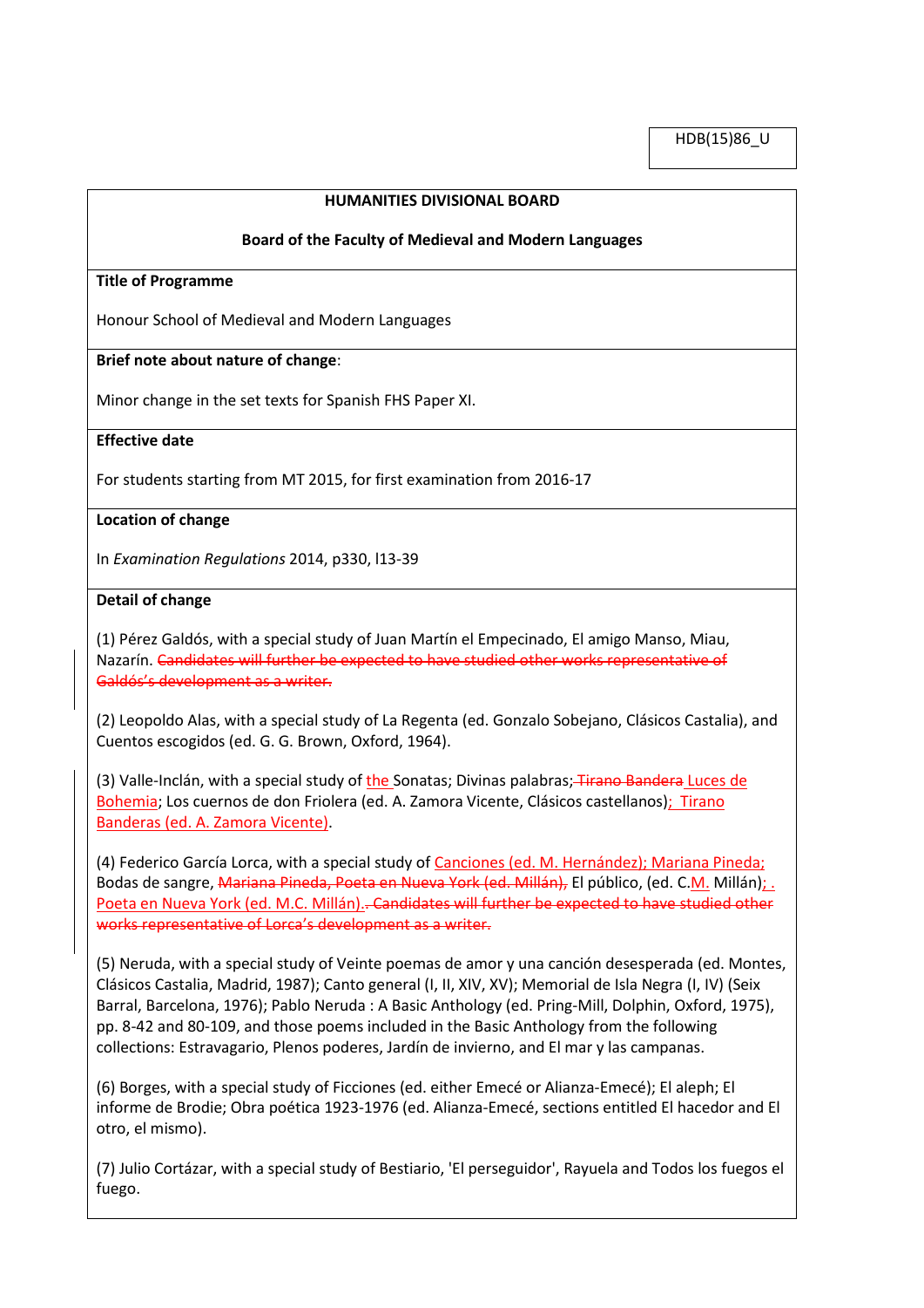HDB(15)86_U

**HUMANITIES DIVISIONAL BOARD**

**Board of the Faculty of Medieval and Modern Languages**

**Title of Programme**

Honour School of Medieval and Modern Languages

**Brief note about nature of change**:

Minor change in the set texts for Spanish FHS Paper XI.

**Effective date**

For students starting from MT 2015, for first examination from 2016-17

**Location of change**

In *Examination Regulations* 2014, p330, l13-39

**Detail of change**

(1) Pérez Galdós, with a special study of Juan Martín el Empecinado, El amigo Manso, Miau, Nazarín. ~~Candidates will further be expected to have studied other works representative of Galdós's development as a writer.~~

(2) Leopoldo Alas, with a special study of La Regenta (ed. Gonzalo Sobejano, Clásicos Castalia), and Cuentos escogidos (ed. G. G. Brown, Oxford, 1964).

(3) Valle-Inclán, with a special study of the Sonatas; Divinas palabras; ~~Tirano Bandera~~ Luces de Bohemia; Los cuernos de don Friolera (ed. A. Zamora Vicente, Clásicos castellanos); Tirano Banderas (ed. A. Zamora Vicente).

(4) Federico García Lorca, with a special study of Canciones (ed. M. Hernández); Mariana Pineda; Bodas de sangre, ~~Mariana Pineda, Poeta en Nueva York (ed. Millán),~~ El público, (ed. C.M. Millán); . Poeta en Nueva York (ed. M.C. Millán). ~~Candidates will further be expected to have studied other works representative of Lorca's development as a writer.~~

(5) Neruda, with a special study of Veinte poemas de amor y una canción desesperada (ed. Montes, Clásicos Castalia, Madrid, 1987); Canto general (I, II, XIV, XV); Memorial de Isla Negra (I, IV) (Seix Barral, Barcelona, 1976); Pablo Neruda : A Basic Anthology (ed. Pring-Mill, Dolphin, Oxford, 1975), pp. 8-42 and 80-109, and those poems included in the Basic Anthology from the following collections: Estravagario, Plenos poderes, Jardín de invierno, and El mar y las campanas.

(6) Borges, with a special study of Ficciones (ed. either Emecé or Alianza-Emecé); El aleph; El informe de Brodie; Obra poética 1923-1976 (ed. Alianza-Emecé, sections entitled El hacedor and El otro, el mismo).

(7) Julio Cortázar, with a special study of Bestiario, 'El perseguidor', Rayuela and Todos los fuegos el fuego.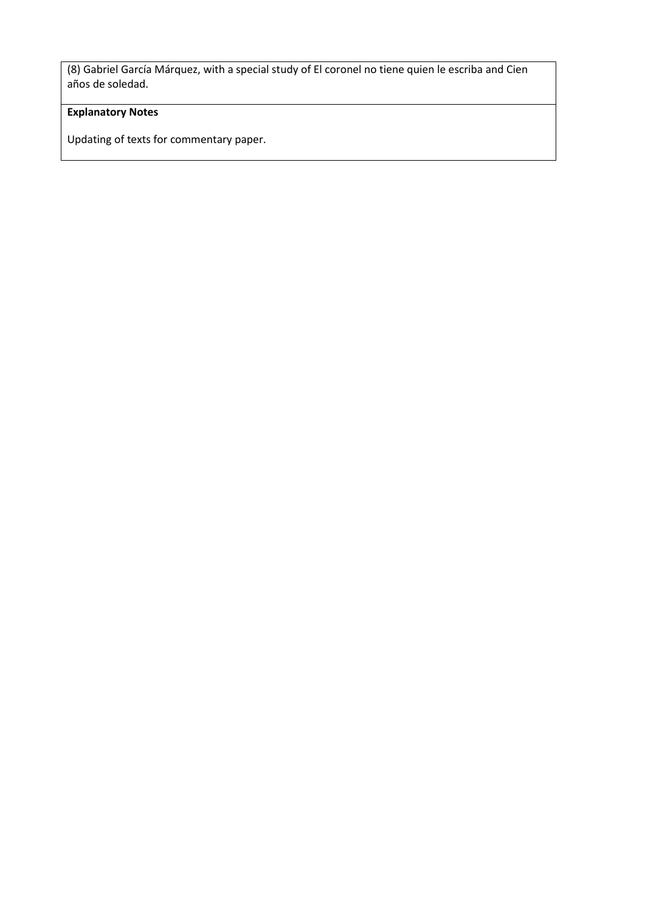(8) Gabriel García Márquez, with a special study of El coronel no tiene quien le escriba and Cien años de soledad.

**Explanatory Notes**

Updating of texts for commentary paper.